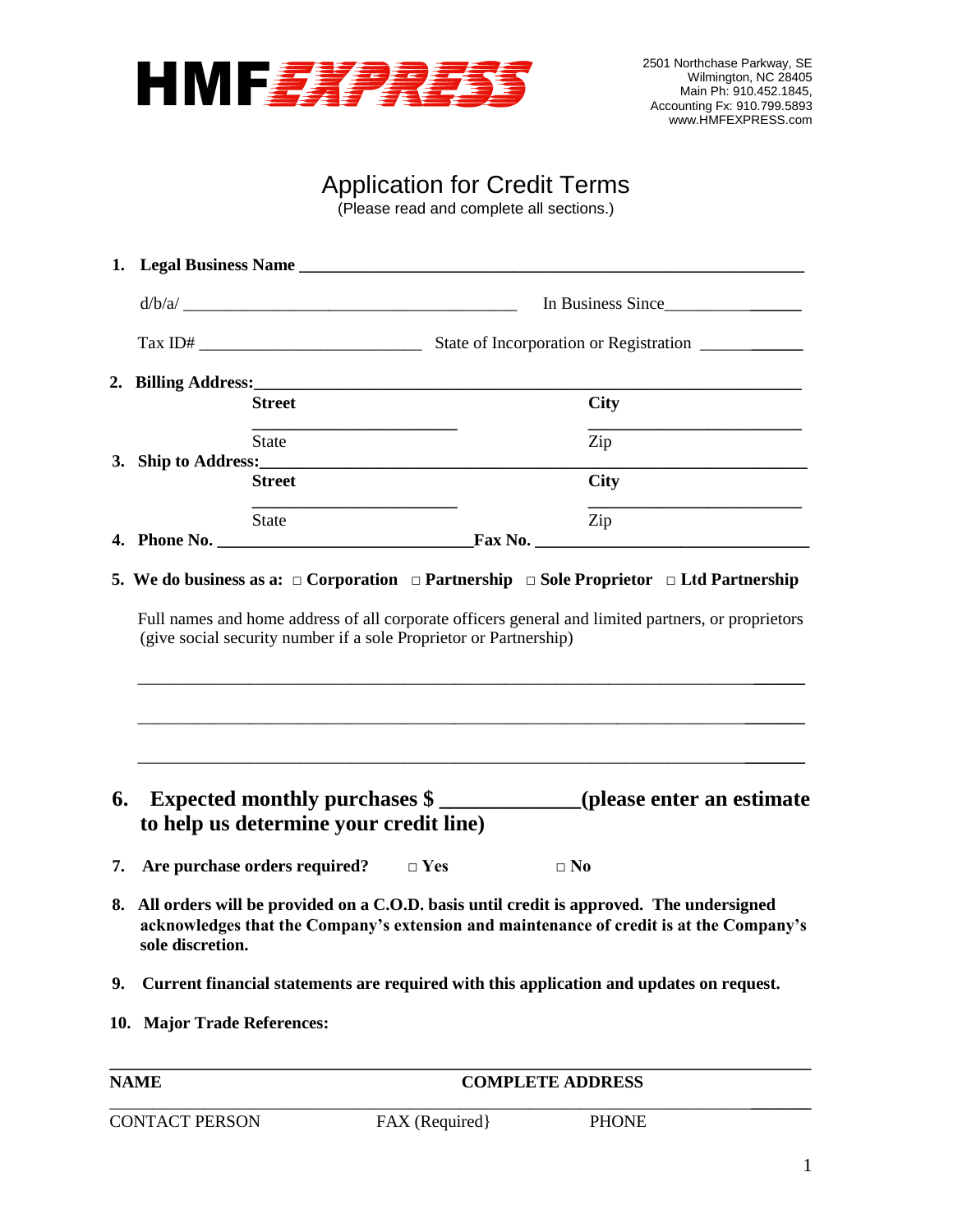# HMF EXPRESS

2501 Northchase Parkway, SE
Wilmington, NC 28405
Main Ph: 910.452.1845,
Accounting Fx: 910.799.5893
www.HMFEXPRESS.com

## Application for Credit Terms

(Please read and complete all sections.)

1. **Legal Business Name** ______________________________________________________

   d/b/a/ ______________________________________ In Business Since________________

   Tax ID# _________________________ State of Incorporation or Registration ____________

2. **Billing Address:**___________________________________________________________

   **Street** **City**

   ______________________ ________________________

   State Zip

3. **Ship to Address:**___________________________________________________________

   **Street** **City**

   ______________________ ________________________

   State Zip

4. **Phone No.** ____________________________**Fax No.** ______________________________

5. **We do business as a:** □ **Corporation** □ **Partnership** □ **Sole Proprietor** □ **Ltd Partnership**

   Full names and home address of all corporate officers general and limited partners, or proprietors (give social security number if a sole Proprietor or Partnership)

   ___________________________________________________________________________

   ___________________________________________________________________________

   ___________________________________________________________________________

6. **Expected monthly purchases $ ____________(please enter an estimate to help us determine your credit line)**

7. **Are purchase orders required?** □ **Yes** □ **No**

8. **All orders will be provided on a C.O.D. basis until credit is approved. The undersigned acknowledges that the Company's extension and maintenance of credit is at the Company's sole discretion.**

9. **Current financial statements are required with this application and updates on request.**

10. **Major Trade References:**

______________________________________________________________________________

**NAME** **COMPLETE ADDRESS**

______________________________________________________________________________

CONTACT PERSON FAX (Required} PHONE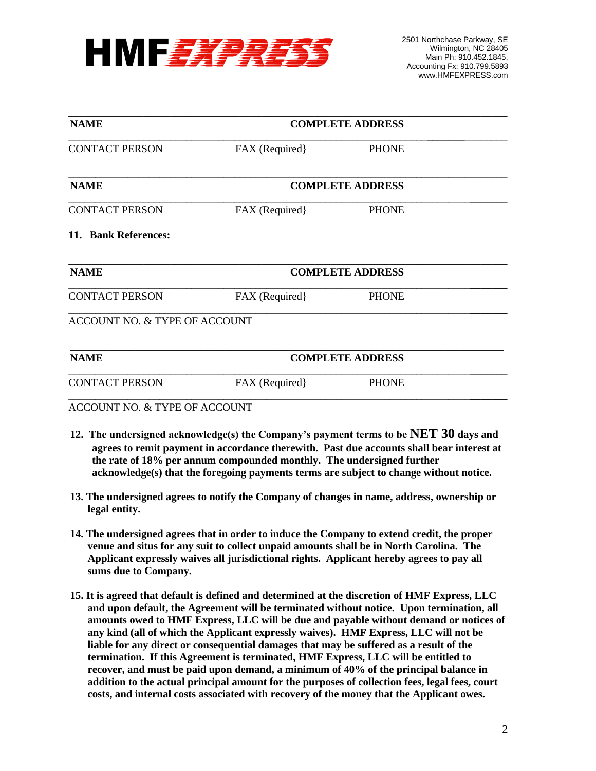**HMF EXPRESS**

2501 Northchase Parkway, SE
Wilmington, NC 28405
Main Ph: 910.452.1845,
Accounting Fx: 910.799.5893
www.HMFEXPRESS.com

______________________________________________________________________

**NAME** **COMPLETE ADDRESS**

______________________________________________________________________

CONTACT PERSON FAX (Required} PHONE

______________________________________________________________________

**NAME** **COMPLETE ADDRESS**

______________________________________________________________________

CONTACT PERSON FAX (Required} PHONE

**11. Bank References:**

______________________________________________________________________

**NAME** **COMPLETE ADDRESS**

______________________________________________________________________

CONTACT PERSON FAX (Required} PHONE

______________________________________________________________________

ACCOUNT NO. & TYPE OF ACCOUNT

______________________________________________________________________

**NAME** **COMPLETE ADDRESS**

______________________________________________________________________

CONTACT PERSON FAX (Required} PHONE

______________________________________________________________________

ACCOUNT NO. & TYPE OF ACCOUNT

**12. The undersigned acknowledge(s) the Company's payment terms to be NET 30 days and agrees to remit payment in accordance therewith. Past due accounts shall bear interest at the rate of 18% per annum compounded monthly. The undersigned further acknowledge(s) that the foregoing payments terms are subject to change without notice.**

**13. The undersigned agrees to notify the Company of changes in name, address, ownership or legal entity.**

**14. The undersigned agrees that in order to induce the Company to extend credit, the proper venue and situs for any suit to collect unpaid amounts shall be in North Carolina. The Applicant expressly waives all jurisdictional rights. Applicant hereby agrees to pay all sums due to Company.**

**15. It is agreed that default is defined and determined at the discretion of HMF Express, LLC and upon default, the Agreement will be terminated without notice. Upon termination, all amounts owed to HMF Express, LLC will be due and payable without demand or notices of any kind (all of which the Applicant expressly waives). HMF Express, LLC will not be liable for any direct or consequential damages that may be suffered as a result of the termination. If this Agreement is terminated, HMF Express, LLC will be entitled to recover, and must be paid upon demand, a minimum of 40% of the principal balance in addition to the actual principal amount for the purposes of collection fees, legal fees, court costs, and internal costs associated with recovery of the money that the Applicant owes.**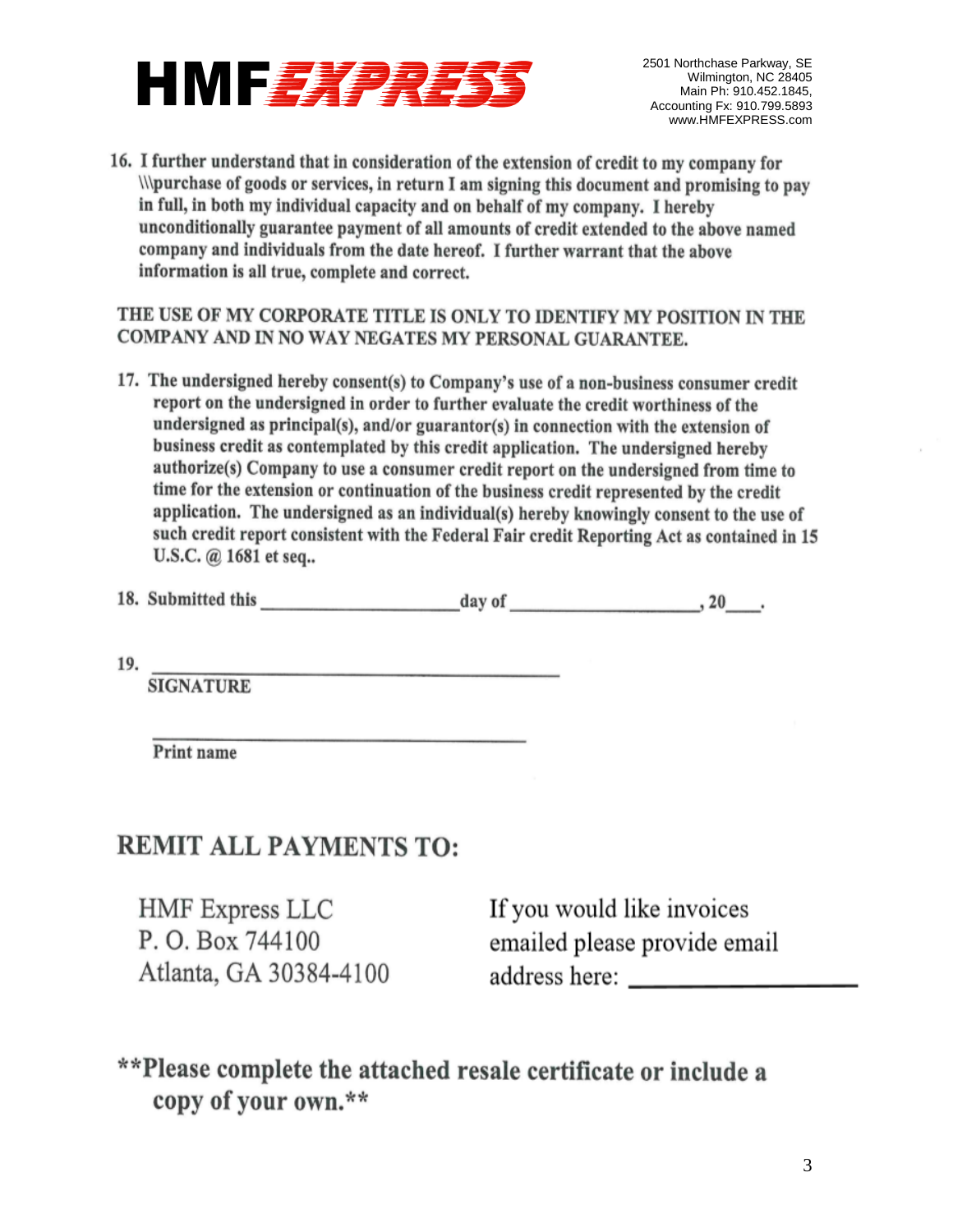**HMF EXPRESS**

2501 Northchase Parkway, SE
Wilmington, NC 28405
Main Ph: 910.452.1845,
Accounting Fx: 910.799.5893
www.HMFEXPRESS.com

16. I further understand that in consideration of the extension of credit to my company for \\\purchase of goods or services, in return I am signing this document and promising to pay in full, in both my individual capacity and on behalf of my company. I hereby unconditionally guarantee payment of all amounts of credit extended to the above named company and individuals from the date hereof. I further warrant that the above information is all true, complete and correct.

THE USE OF MY CORPORATE TITLE IS ONLY TO IDENTIFY MY POSITION IN THE COMPANY AND IN NO WAY NEGATES MY PERSONAL GUARANTEE.

17. The undersigned hereby consent(s) to Company's use of a non-business consumer credit report on the undersigned in order to further evaluate the credit worthiness of the undersigned as principal(s), and/or guarantor(s) in connection with the extension of business credit as contemplated by this credit application. The undersigned hereby authorize(s) Company to use a consumer credit report on the undersigned from time to time for the extension or continuation of the business credit represented by the credit application. The undersigned as an individual(s) hereby knowingly consent to the use of such credit report consistent with the Federal Fair credit Reporting Act as contained in 15 U.S.C. @ 1681 et seq..

18. Submitted this ____________________ day of ____________________, 20____.

19. ________________________________________
SIGNATURE

________________________________________
Print name

## REMIT ALL PAYMENTS TO:

HMF Express LLC
P. O. Box 744100
Atlanta, GA 30384-4100

If you would like invoices emailed please provide email address here: ____________________

**\*\*Please complete the attached resale certificate or include a copy of your own.\*\***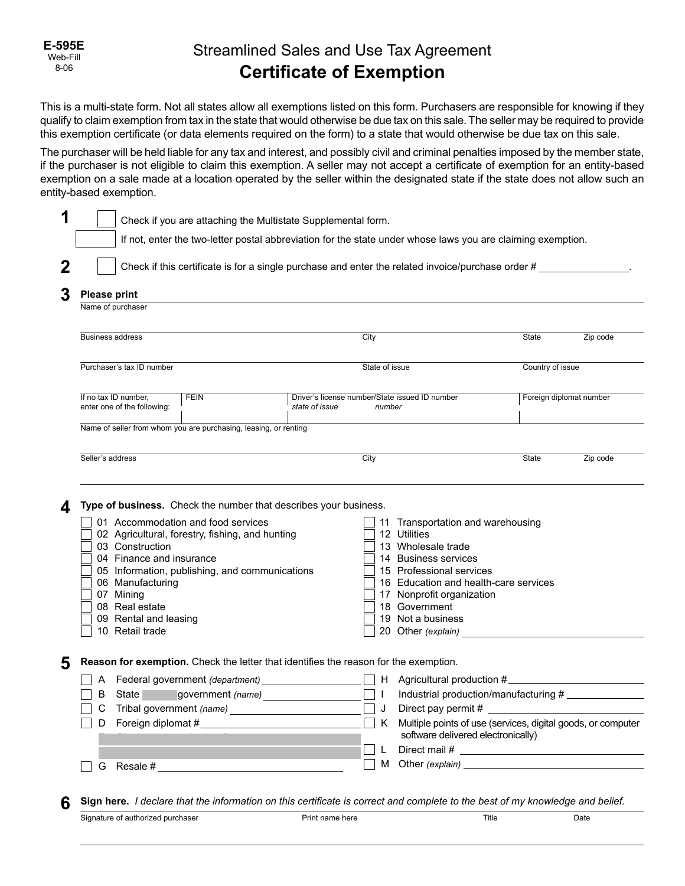E-595E
Web-Fill
8-06

# Streamlined Sales and Use Tax Agreement
# Certificate of Exemption

This is a multi-state form. Not all states allow all exemptions listed on this form. Purchasers are responsible for knowing if they qualify to claim exemption from tax in the state that would otherwise be due tax on this sale. The seller may be required to provide this exemption certificate (or data elements required on the form) to a state that would otherwise be due tax on this sale.

The purchaser will be held liable for any tax and interest, and possibly civil and criminal penalties imposed by the member state, if the purchaser is not eligible to claim this exemption. A seller may not accept a certificate of exemption for an entity-based exemption on a sale made at a location operated by the seller within the designated state if the state does not allow such an entity-based exemption.

**1** ☐ Check if you are attaching the Multistate Supplemental form.

☐ If not, enter the two-letter postal abbreviation for the state under whose laws you are claiming exemption.

**2** ☐ Check if this certificate is for a single purchase and enter the related invoice/purchase order # ________________.

**3 Please print**

Name of purchaser

| Business address | City | State | Zip code |
|---|---|---|---|
| | | | |

| Purchaser's tax ID number | State of issue | Country of issue |
|---|---|---|
| | | |

| If no tax ID number, enter one of the following: | FEIN | Driver's license number/State issued ID number *state of issue* *number* | Foreign diplomat number |
|---|---|---|---|
| | | | |

Name of seller from whom you are purchasing, leasing, or renting

| Seller's address | City | State | Zip code |
|---|---|---|---|
| | | | |

**4 Type of business.** Check the number that describes your business.

- ☐ 01 Accommodation and food services
- ☐ 02 Agricultural, forestry, fishing, and hunting
- ☐ 03 Construction
- ☐ 04 Finance and insurance
- ☐ 05 Information, publishing, and communications
- ☐ 06 Manufacturing
- ☐ 07 Mining
- ☐ 08 Real estate
- ☐ 09 Rental and leasing
- ☐ 10 Retail trade
- ☐ 11 Transportation and warehousing
- ☐ 12 Utilities
- ☐ 13 Wholesale trade
- ☐ 14 Business services
- ☐ 15 Professional services
- ☐ 16 Education and health-care services
- ☐ 17 Nonprofit organization
- ☐ 18 Government
- ☐ 19 Not a business
- ☐ 20 Other *(explain)* ________________

**5 Reason for exemption.** Check the letter that identifies the reason for the exemption.

- ☐ A Federal government *(department)* ________________
- ☐ B State government *(name)* ________________
- ☐ C Tribal government *(name)* ________________
- ☐ D Foreign diplomat # ________________
- ☐ G Resale # ________________
- ☐ H Agricultural production # ________________
- ☐ I Industrial production/manufacturing # ________________
- ☐ J Direct pay permit # ________________
- ☐ K Multiple points of use (services, digital goods, or computer software delivered electronically)
- ☐ L Direct mail # ________________
- ☐ M Other *(explain)* ________________

**6 Sign here.** *I declare that the information on this certificate is correct and complete to the best of my knowledge and belief.*

| Signature of authorized purchaser | Print name here | Title | Date |
|---|---|---|---|
| | | | |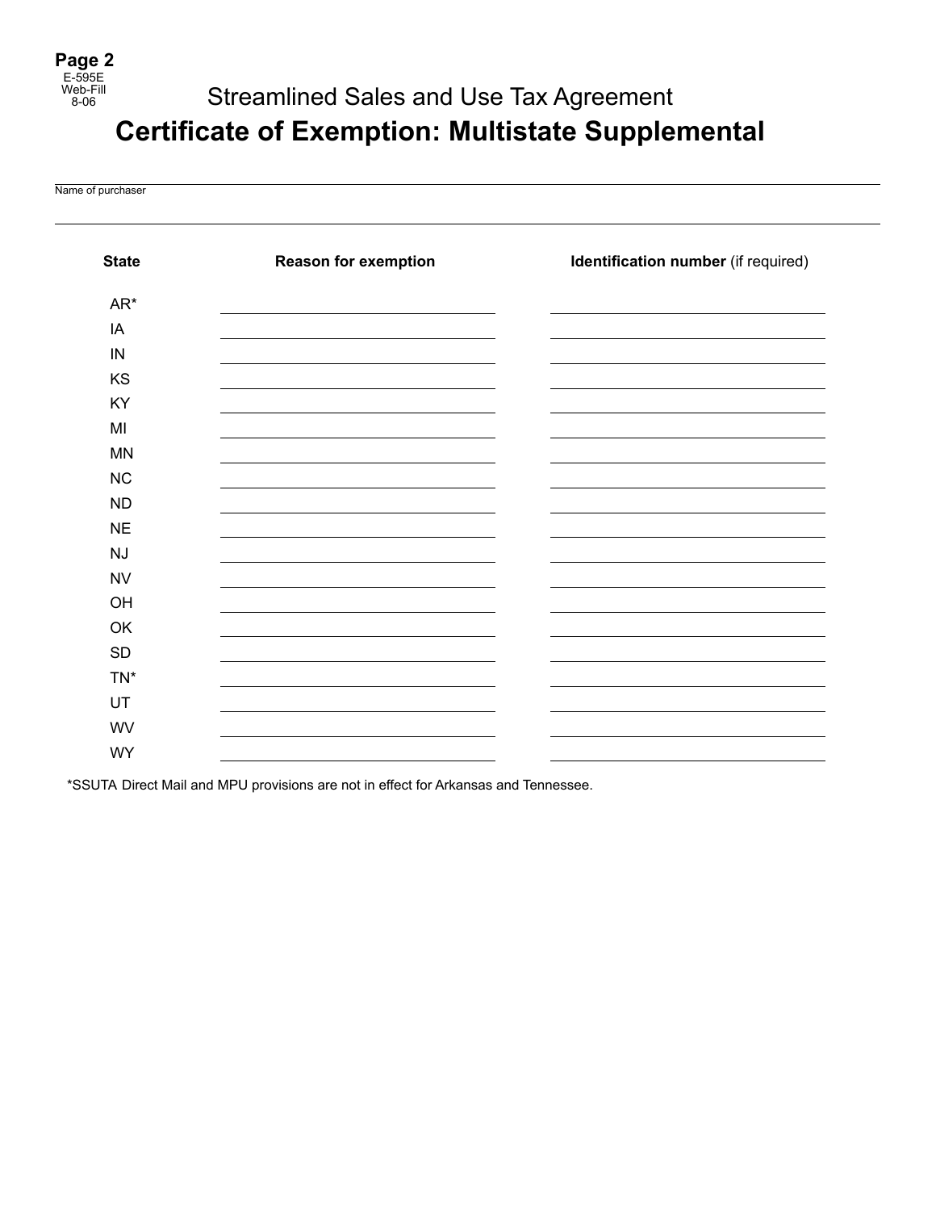Page 2
E-595E
Web-Fill
8-06

Streamlined Sales and Use Tax Agreement

# Certificate of Exemption: Multistate Supplemental

Name of purchaser

| State | Reason for exemption | Identification number (if required) |
|---|---|---|
| AR* | | |
| IA | | |
| IN | | |
| KS | | |
| KY | | |
| MI | | |
| MN | | |
| NC | | |
| ND | | |
| NE | | |
| NJ | | |
| NV | | |
| OH | | |
| OK | | |
| SD | | |
| TN* | | |
| UT | | |
| WV | | |
| WY | | |

*SSUTA Direct Mail and MPU provisions are not in effect for Arkansas and Tennessee.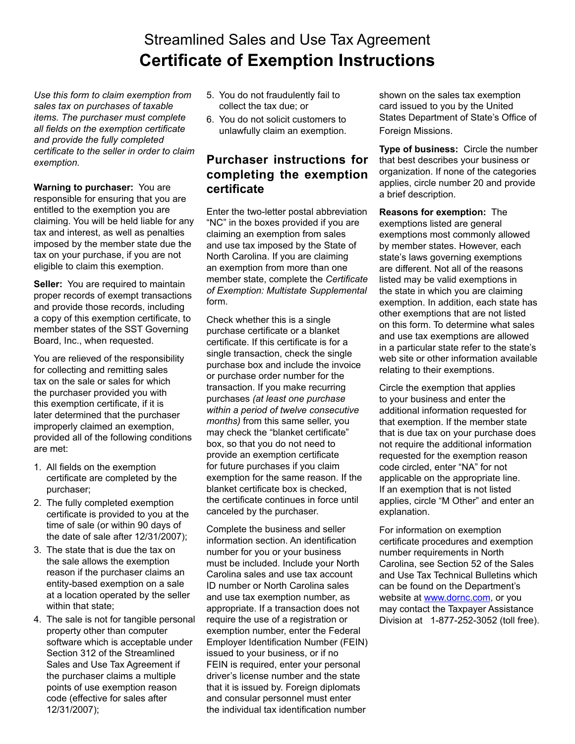# Streamlined Sales and Use Tax Agreement
# Certificate of Exemption Instructions

*Use this form to claim exemption from sales tax on purchases of taxable items. The purchaser must complete all fields on the exemption certificate and provide the fully completed certificate to the seller in order to claim exemption.*

**Warning to purchaser:** You are responsible for ensuring that you are entitled to the exemption you are claiming. You will be held liable for any tax and interest, as well as penalties imposed by the member state due the tax on your purchase, if you are not eligible to claim this exemption.

**Seller:** You are required to maintain proper records of exempt transactions and provide those records, including a copy of this exemption certificate, to member states of the SST Governing Board, Inc., when requested.

You are relieved of the responsibility for collecting and remitting sales tax on the sale or sales for which the purchaser provided you with this exemption certificate, if it is later determined that the purchaser improperly claimed an exemption, provided all of the following conditions are met:

1. All fields on the exemption certificate are completed by the purchaser;
2. The fully completed exemption certificate is provided to you at the time of sale (or within 90 days of the date of sale after 12/31/2007);
3. The state that is due the tax on the sale allows the exemption reason if the purchaser claims an entity-based exemption on a sale at a location operated by the seller within that state;
4. The sale is not for tangible personal property other than computer software which is acceptable under Section 312 of the Streamlined Sales and Use Tax Agreement if the purchaser claims a multiple points of use exemption reason code (effective for sales after 12/31/2007);
5. You do not fraudulently fail to collect the tax due; or
6. You do not solicit customers to unlawfully claim an exemption.

## Purchaser instructions for completing the exemption certificate

Enter the two-letter postal abbreviation "NC" in the boxes provided if you are claiming an exemption from sales and use tax imposed by the State of North Carolina. If you are claiming an exemption from more than one member state, complete the *Certificate of Exemption: Multistate Supplemental* form.

Check whether this is a single purchase certificate or a blanket certificate. If this certificate is for a single transaction, check the single purchase box and include the invoice or purchase order number for the transaction. If you make recurring purchases *(at least one purchase within a period of twelve consecutive months)* from this same seller, you may check the "blanket certificate" box, so that you do not need to provide an exemption certificate for future purchases if you claim exemption for the same reason. If the blanket certificate box is checked, the certificate continues in force until canceled by the purchaser.

Complete the business and seller information section. An identification number for you or your business must be included. Include your North Carolina sales and use tax account ID number or North Carolina sales and use tax exemption number, as appropriate. If a transaction does not require the use of a registration or exemption number, enter the Federal Employer Identification Number (FEIN) issued to your business, or if no FEIN is required, enter your personal driver's license number and the state that it is issued by. Foreign diplomats and consular personnel must enter the individual tax identification number shown on the sales tax exemption card issued to you by the United States Department of State's Office of Foreign Missions.

**Type of business:** Circle the number that best describes your business or organization. If none of the categories applies, circle number 20 and provide a brief description.

**Reasons for exemption:** The exemptions listed are general exemptions most commonly allowed by member states. However, each state's laws governing exemptions are different. Not all of the reasons listed may be valid exemptions in the state in which you are claiming exemption. In addition, each state has other exemptions that are not listed on this form. To determine what sales and use tax exemptions are allowed in a particular state refer to the state's web site or other information available relating to their exemptions.

Circle the exemption that applies to your business and enter the additional information requested for that exemption. If the member state that is due tax on your purchase does not require the additional information requested for the exemption reason code circled, enter "NA" for not applicable on the appropriate line. If an exemption that is not listed applies, circle "M Other" and enter an explanation.

For information on exemption certificate procedures and exemption number requirements in North Carolina, see Section 52 of the Sales and Use Tax Technical Bulletins which can be found on the Department's website at www.dornc.com, or you may contact the Taxpayer Assistance Division at 1-877-252-3052 (toll free).